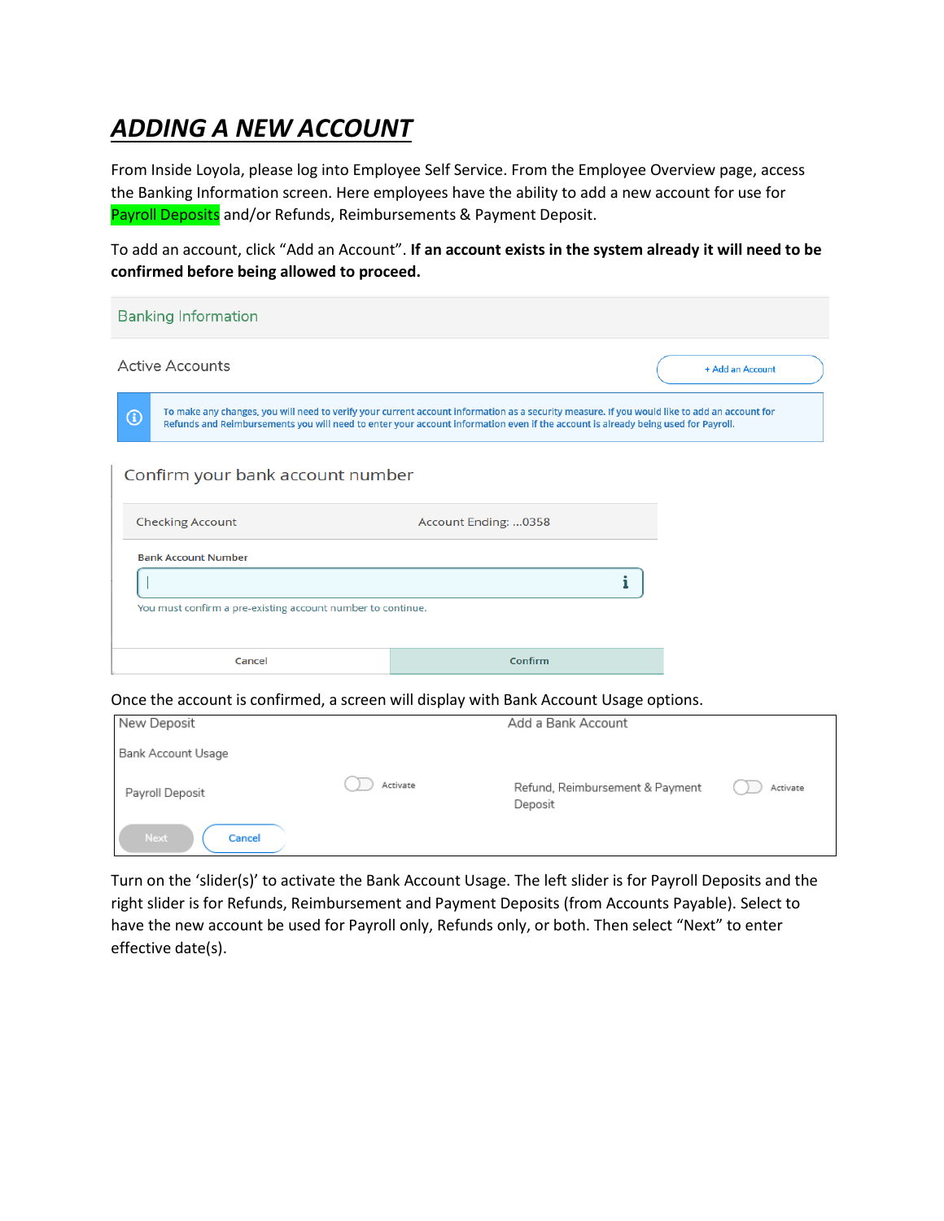# ***ADDING A NEW ACCOUNT***

From Inside Loyola, please log into Employee Self Service. From the Employee Overview page, access the Banking Information screen. Here employees have the ability to add a new account for use for Payroll Deposits and/or Refunds, Reimbursements & Payment Deposit.

To add an account, click "Add an Account". **If an account exists in the system already it will need to be confirmed before being allowed to proceed.**

Banking Information

Active Accounts

+ Add an Account

To make any changes, you will need to verify your current account information as a security measure. If you would like to add an account for Refunds and Reimbursements you will need to enter your account information even if the account is already being used for Payroll.

Confirm your bank account number

Checking Account

Account Ending: ...0358

Bank Account Number

You must confirm a pre-existing account number to continue.

Cancel

Confirm

Once the account is confirmed, a screen will display with Bank Account Usage options.

New Deposit

Add a Bank Account

Bank Account Usage

Payroll Deposit

Activate

Refund, Reimbursement & Payment Deposit

Activate

Next

Cancel

Turn on the 'slider(s)' to activate the Bank Account Usage. The left slider is for Payroll Deposits and the right slider is for Refunds, Reimbursement and Payment Deposits (from Accounts Payable). Select to have the new account be used for Payroll only, Refunds only, or both. Then select "Next" to enter effective date(s).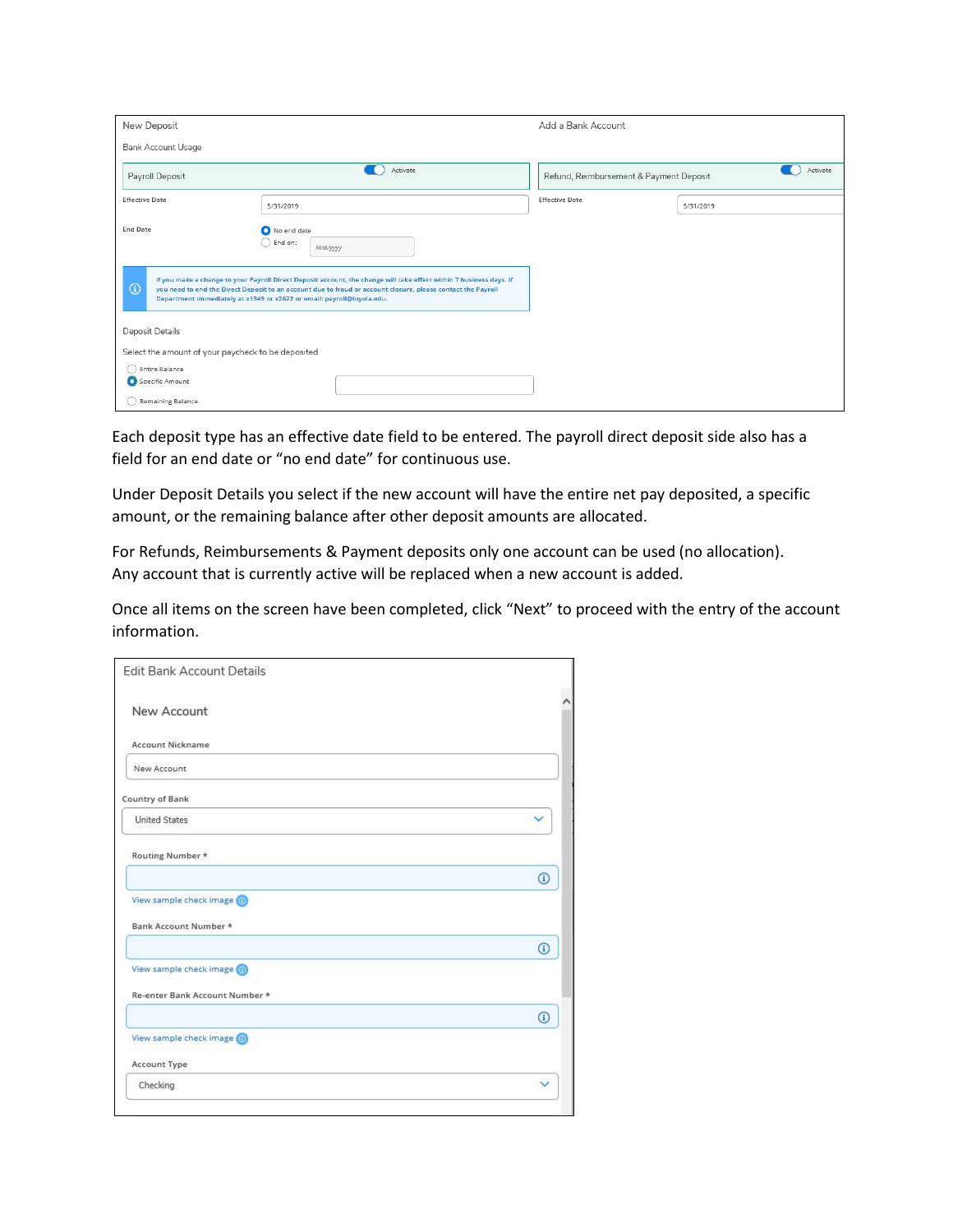New Deposit

Bank Account Usage

Payroll Deposit — Activate

Effective Date: 5/31/2019

End Date: No end date / End on: M/d/yyyy

If you make a change to your Payroll Direct Deposit account, the change will take effect within 7 business days. If you need to end the Direct Deposit to an account due to fraud or account closure, please contact the Payroll Department immediately at x1349 or x2622 or email: payroll@loyola.edu.

Deposit Details

Select the amount of your paycheck to be deposited

- Entire Balance
- Specific Amount
- Remaining Balance

Add a Bank Account

Refund, Reimbursement & Payment Deposit — Activate

Effective Date: 5/31/2019

Each deposit type has an effective date field to be entered. The payroll direct deposit side also has a field for an end date or "no end date" for continuous use.

Under Deposit Details you select if the new account will have the entire net pay deposited, a specific amount, or the remaining balance after other deposit amounts are allocated.

For Refunds, Reimbursements & Payment deposits only one account can be used (no allocation). Any account that is currently active will be replaced when a new account is added.

Once all items on the screen have been completed, click "Next" to proceed with the entry of the account information.

Edit Bank Account Details

New Account

Account Nickname: New Account

Country of Bank: United States

Routing Number *

View sample check image

Bank Account Number *

View sample check image

Re-enter Bank Account Number *

View sample check image

Account Type: Checking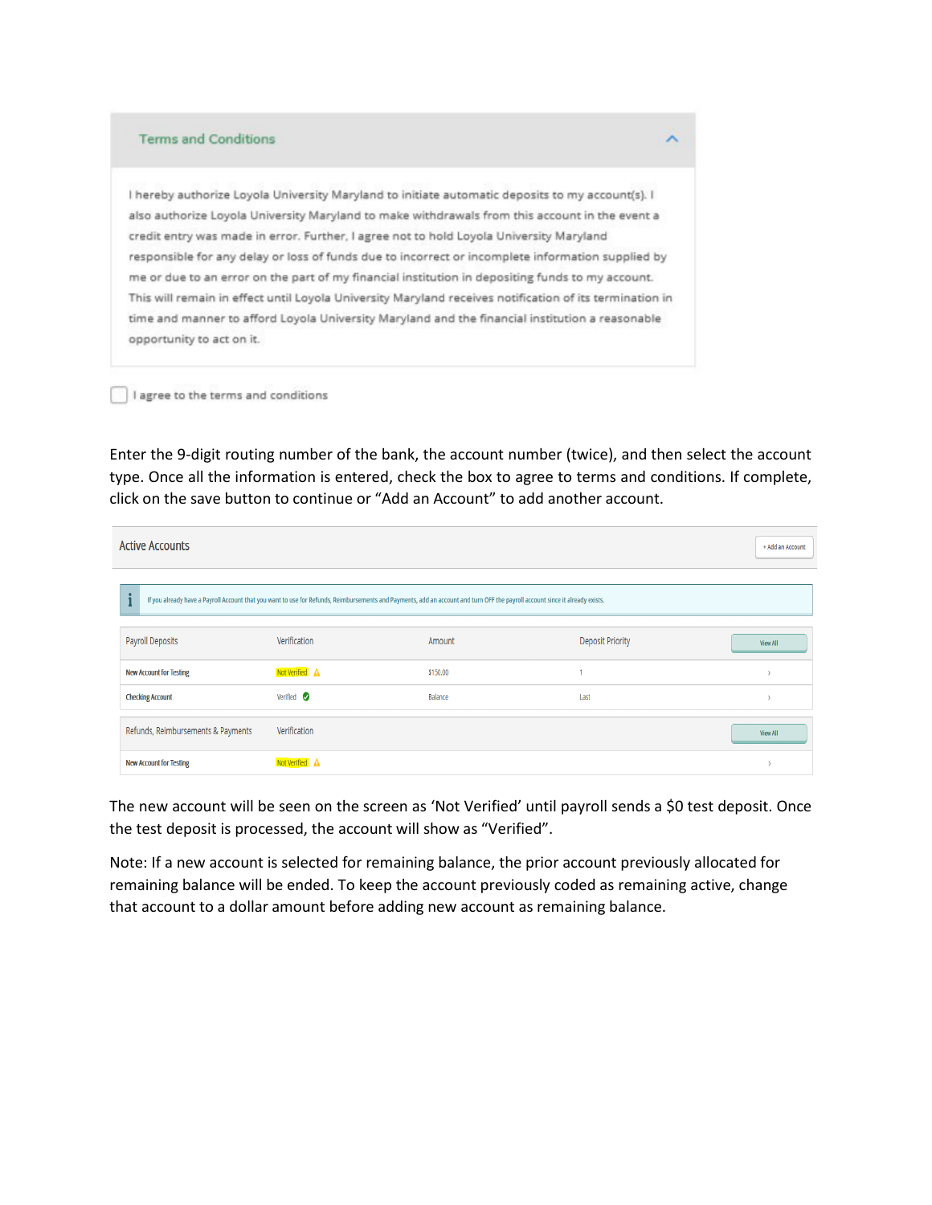**Terms and Conditions**

I hereby authorize Loyola University Maryland to initiate automatic deposits to my account(s). I also authorize Loyola University Maryland to make withdrawals from this account in the event a credit entry was made in error. Further, I agree not to hold Loyola University Maryland responsible for any delay or loss of funds due to incorrect or incomplete information supplied by me or due to an error on the part of my financial institution in depositing funds to my account. This will remain in effect until Loyola University Maryland receives notification of its termination in time and manner to afford Loyola University Maryland and the financial institution a reasonable opportunity to act on it.

☐ I agree to the terms and conditions

Enter the 9-digit routing number of the bank, the account number (twice), and then select the account type. Once all the information is entered, check the box to agree to terms and conditions. If complete, click on the save button to continue or "Add an Account" to add another account.

**Active Accounts** + Add an Account

If you already have a Payroll Account that you want to use for Refunds, Reimbursements and Payments, add an account and turn OFF the payroll account since it already exists.

| Payroll Deposits | Verification | Amount | Deposit Priority | View All |
|---|---|---|---|---|
| New Account for Testing | Not Verified | $150.00 | 1 | › |
| Checking Account | Verified | Balance | Last | › |

| Refunds, Reimbursements & Payments | Verification | View All |
|---|---|---|
| New Account for Testing | Not Verified | › |

The new account will be seen on the screen as 'Not Verified' until payroll sends a $0 test deposit. Once the test deposit is processed, the account will show as "Verified".

Note: If a new account is selected for remaining balance, the prior account previously allocated for remaining balance will be ended. To keep the account previously coded as remaining active, change that account to a dollar amount before adding new account as remaining balance.